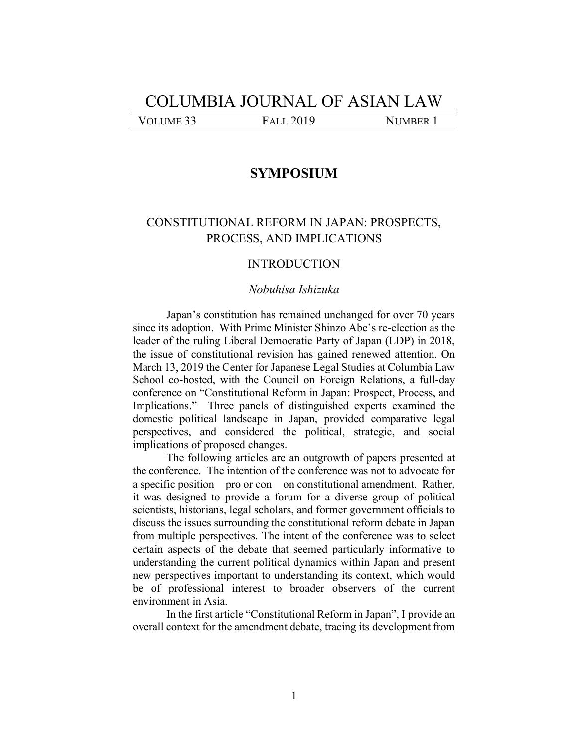# COLUMBIA JOURNAL OF ASIAN LAW

VOLUME 33 FALL 2019 NUMBER 1

## SYMPOSIUM

### CONSTITUTIONAL REFORM IN JAPAN: PROSPECTS, PROCESS, AND IMPLICATIONS

### INTRODUCTION

*Nobuhisa Ishizuka*

Japan's constitution has remained unchanged for over 70 years since its adoption. With Prime Minister Shinzo Abe's re-election as the leader of the ruling Liberal Democratic Party of Japan (LDP) in 2018, the issue of constitutional revision has gained renewed attention. On March 13, 2019 the Center for Japanese Legal Studies at Columbia Law School co-hosted, with the Council on Foreign Relations, a full-day conference on "Constitutional Reform in Japan: Prospect, Process, and Implications." Three panels of distinguished experts examined the domestic political landscape in Japan, provided comparative legal perspectives, and considered the political, strategic, and social implications of proposed changes.

The following articles are an outgrowth of papers presented at the conference. The intention of the conference was not to advocate for a specific position—pro or con—on constitutional amendment. Rather, it was designed to provide a forum for a diverse group of political scientists, historians, legal scholars, and former government officials to discuss the issues surrounding the constitutional reform debate in Japan from multiple perspectives. The intent of the conference was to select certain aspects of the debate that seemed particularly informative to understanding the current political dynamics within Japan and present new perspectives important to understanding its context, which would be of professional interest to broader observers of the current environment in Asia.

In the first article "Constitutional Reform in Japan", I provide an overall context for the amendment debate, tracing its development from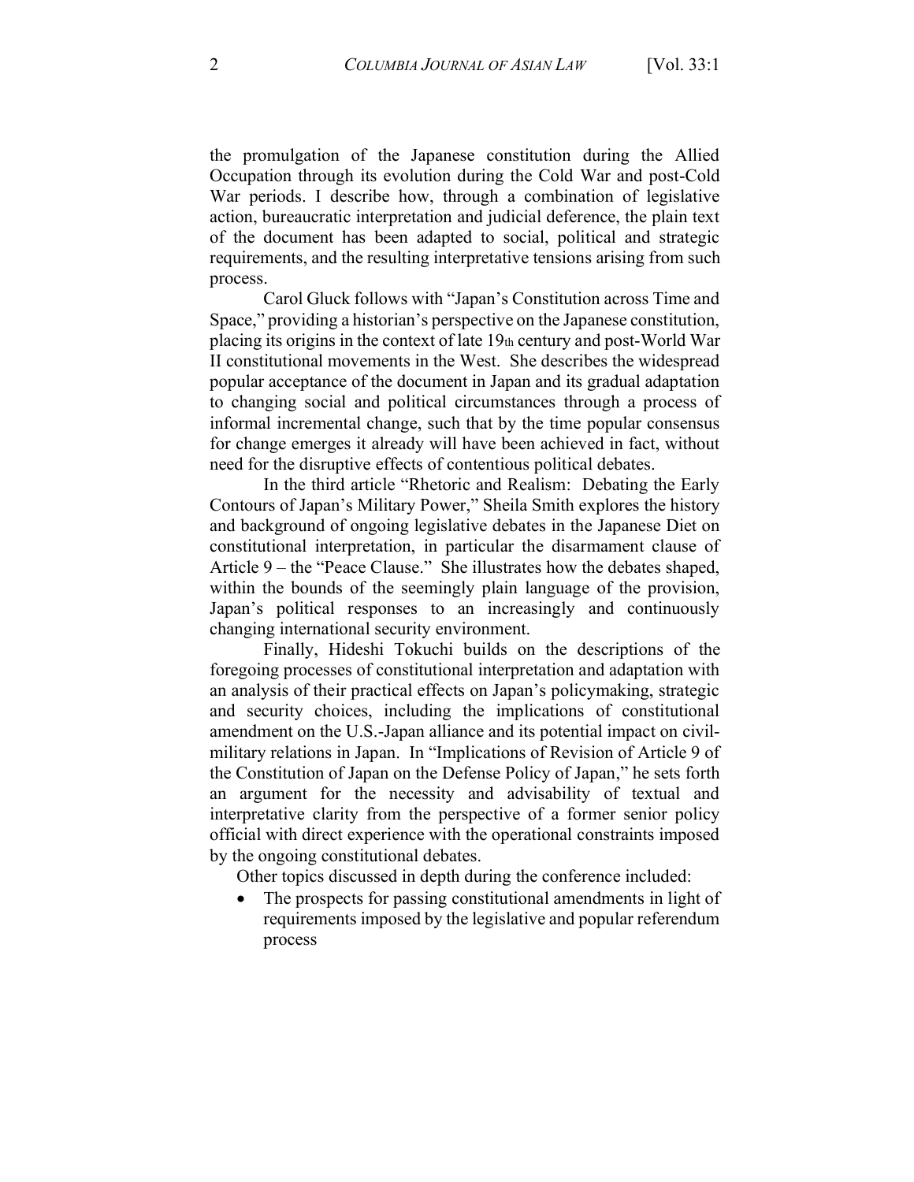the promulgation of the Japanese constitution during the Allied Occupation through its evolution during the Cold War and post-Cold War periods. I describe how, through a combination of legislative action, bureaucratic interpretation and judicial deference, the plain text of the document has been adapted to social, political and strategic requirements, and the resulting interpretative tensions arising from such process.

Carol Gluck follows with "Japan's Constitution across Time and Space," providing a historian's perspective on the Japanese constitution, placing its origins in the context of late 19th century and post-World War II constitutional movements in the West. She describes the widespread popular acceptance of the document in Japan and its gradual adaptation to changing social and political circumstances through a process of informal incremental change, such that by the time popular consensus for change emerges it already will have been achieved in fact, without need for the disruptive effects of contentious political debates.

In the third article "Rhetoric and Realism: Debating the Early Contours of Japan's Military Power," Sheila Smith explores the history and background of ongoing legislative debates in the Japanese Diet on constitutional interpretation, in particular the disarmament clause of Article 9 – the "Peace Clause." She illustrates how the debates shaped, within the bounds of the seemingly plain language of the provision, Japan's political responses to an increasingly and continuously changing international security environment.

Finally, Hideshi Tokuchi builds on the descriptions of the foregoing processes of constitutional interpretation and adaptation with an analysis of their practical effects on Japan's policymaking, strategic and security choices, including the implications of constitutional amendment on the U.S.-Japan alliance and its potential impact on civil-military relations in Japan. In "Implications of Revision of Article 9 of the Constitution of Japan on the Defense Policy of Japan," he sets forth an argument for the necessity and advisability of textual and interpretative clarity from the perspective of a former senior policy official with direct experience with the operational constraints imposed by the ongoing constitutional debates.

Other topics discussed in depth during the conference included:

- The prospects for passing constitutional amendments in light of requirements imposed by the legislative and popular referendum process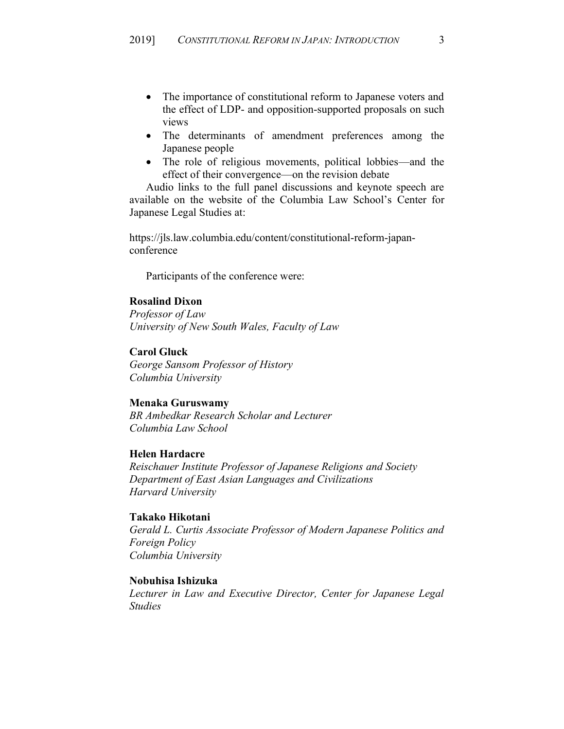- The importance of constitutional reform to Japanese voters and the effect of LDP- and opposition-supported proposals on such views
- The determinants of amendment preferences among the Japanese people
- The role of religious movements, political lobbies—and the effect of their convergence—on the revision debate

Audio links to the full panel discussions and keynote speech are available on the website of the Columbia Law School's Center for Japanese Legal Studies at:

https://jls.law.columbia.edu/content/constitutional-reform-japan-conference

Participants of the conference were:

**Rosalind Dixon**
*Professor of Law*
*University of New South Wales, Faculty of Law*

**Carol Gluck**
*George Sansom Professor of History*
*Columbia University*

**Menaka Guruswamy**
*BR Ambedkar Research Scholar and Lecturer*
*Columbia Law School*

**Helen Hardacre**
*Reischauer Institute Professor of Japanese Religions and Society*
*Department of East Asian Languages and Civilizations*
*Harvard University*

**Takako Hikotani**
*Gerald L. Curtis Associate Professor of Modern Japanese Politics and Foreign Policy*
*Columbia University*

**Nobuhisa Ishizuka**
*Lecturer in Law and Executive Director, Center for Japanese Legal Studies*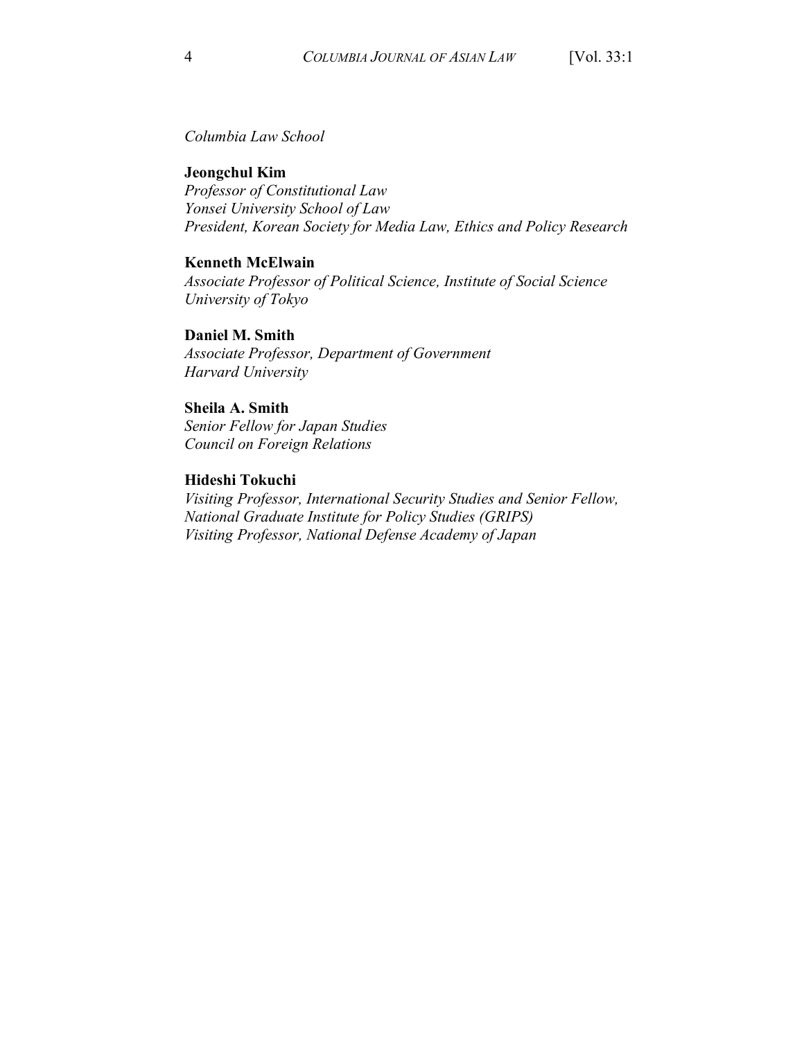*Columbia Law School*

**Jeongchul Kim**
*Professor of Constitutional Law*
*Yonsei University School of Law*
*President, Korean Society for Media Law, Ethics and Policy Research*

**Kenneth McElwain**
*Associate Professor of Political Science, Institute of Social Science*
*University of Tokyo*

**Daniel M. Smith**
*Associate Professor, Department of Government*
*Harvard University*

**Sheila A. Smith**
*Senior Fellow for Japan Studies*
*Council on Foreign Relations*

**Hideshi Tokuchi**
*Visiting Professor, International Security Studies and Senior Fellow,*
*National Graduate Institute for Policy Studies (GRIPS)*
*Visiting Professor, National Defense Academy of Japan*